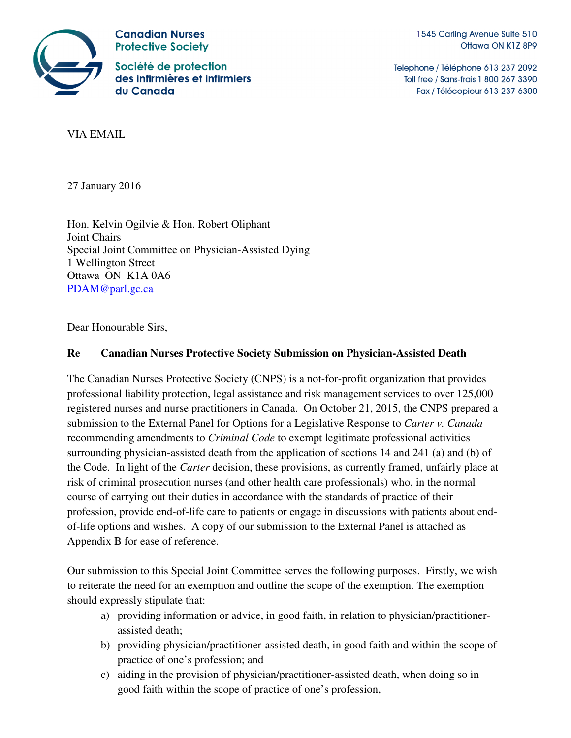**Canadian Nurses Protective Society**

**Société de protection des infirmières et infirmiers du Canada**

1545 Carling Avenue Suite 510
Ottawa ON K1Z 8P9

Telephone / Téléphone 613 237 2092
Toll free / Sans-frais 1 800 267 3390
Fax / Télécopieur 613 237 6300

VIA EMAIL

27 January 2016

Hon. Kelvin Ogilvie & Hon. Robert Oliphant
Joint Chairs
Special Joint Committee on Physician-Assisted Dying
1 Wellington Street
Ottawa ON K1A 0A6
PDAM@parl.gc.ca

Dear Honourable Sirs,

**Re Canadian Nurses Protective Society Submission on Physician-Assisted Death**

The Canadian Nurses Protective Society (CNPS) is a not-for-profit organization that provides professional liability protection, legal assistance and risk management services to over 125,000 registered nurses and nurse practitioners in Canada. On October 21, 2015, the CNPS prepared a submission to the External Panel for Options for a Legislative Response to *Carter v. Canada* recommending amendments to *Criminal Code* to exempt legitimate professional activities surrounding physician-assisted death from the application of sections 14 and 241 (a) and (b) of the Code. In light of the *Carter* decision, these provisions, as currently framed, unfairly place at risk of criminal prosecution nurses (and other health care professionals) who, in the normal course of carrying out their duties in accordance with the standards of practice of their profession, provide end-of-life care to patients or engage in discussions with patients about end-of-life options and wishes. A copy of our submission to the External Panel is attached as Appendix B for ease of reference.

Our submission to this Special Joint Committee serves the following purposes. Firstly, we wish to reiterate the need for an exemption and outline the scope of the exemption. The exemption should expressly stipulate that:

a) providing information or advice, in good faith, in relation to physician/practitioner-assisted death;
b) providing physician/practitioner-assisted death, in good faith and within the scope of practice of one's profession; and
c) aiding in the provision of physician/practitioner-assisted death, when doing so in good faith within the scope of practice of one's profession,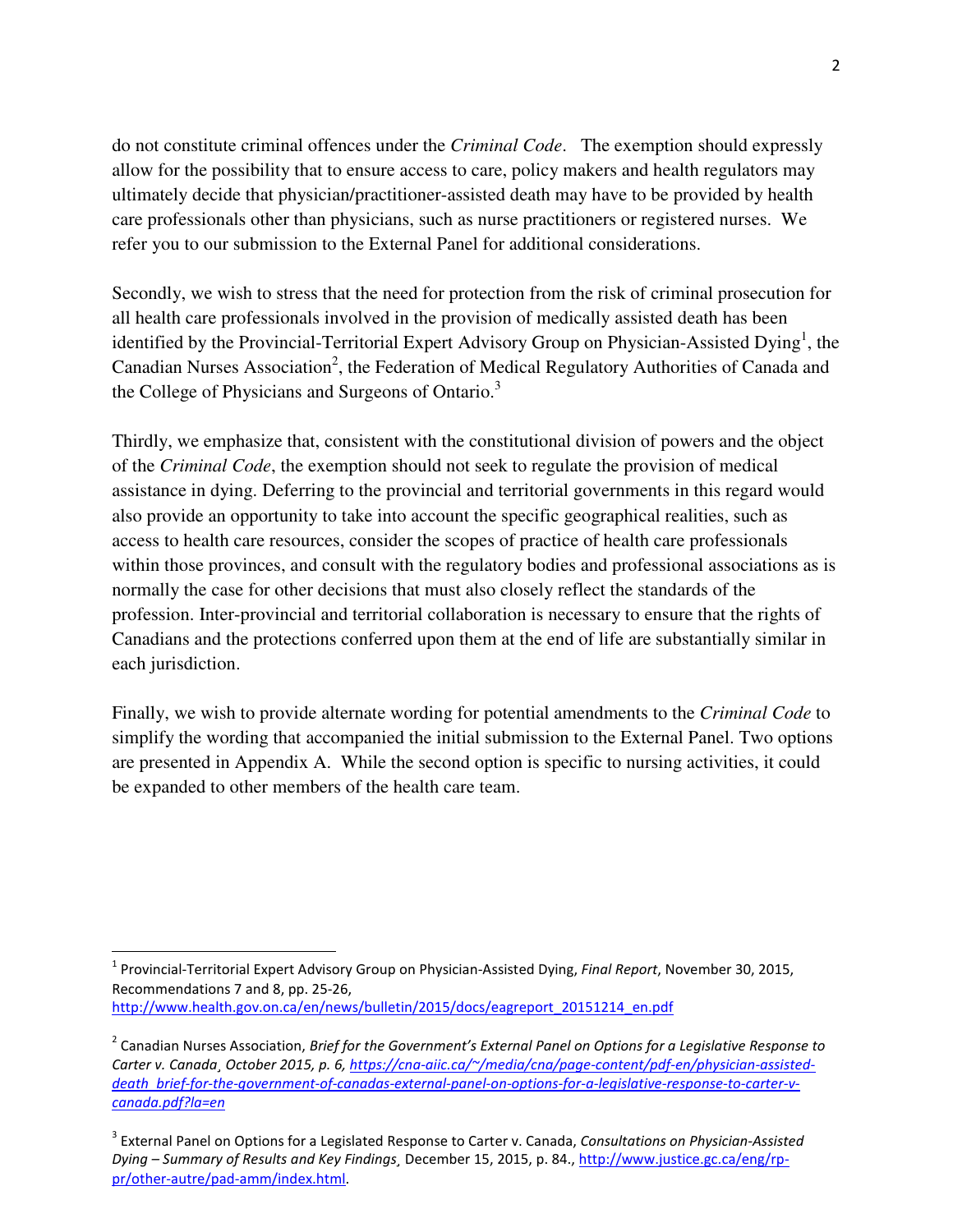do not constitute criminal offences under the *Criminal Code*. The exemption should expressly allow for the possibility that to ensure access to care, policy makers and health regulators may ultimately decide that physician/practitioner-assisted death may have to be provided by health care professionals other than physicians, such as nurse practitioners or registered nurses. We refer you to our submission to the External Panel for additional considerations.

Secondly, we wish to stress that the need for protection from the risk of criminal prosecution for all health care professionals involved in the provision of medically assisted death has been identified by the Provincial-Territorial Expert Advisory Group on Physician-Assisted Dying[1], the Canadian Nurses Association[2], the Federation of Medical Regulatory Authorities of Canada and the College of Physicians and Surgeons of Ontario.[3]

Thirdly, we emphasize that, consistent with the constitutional division of powers and the object of the *Criminal Code*, the exemption should not seek to regulate the provision of medical assistance in dying. Deferring to the provincial and territorial governments in this regard would also provide an opportunity to take into account the specific geographical realities, such as access to health care resources, consider the scopes of practice of health care professionals within those provinces, and consult with the regulatory bodies and professional associations as is normally the case for other decisions that must also closely reflect the standards of the profession. Inter-provincial and territorial collaboration is necessary to ensure that the rights of Canadians and the protections conferred upon them at the end of life are substantially similar in each jurisdiction.

Finally, we wish to provide alternate wording for potential amendments to the *Criminal Code* to simplify the wording that accompanied the initial submission to the External Panel. Two options are presented in Appendix A. While the second option is specific to nursing activities, it could be expanded to other members of the health care team.

---

[1] Provincial-Territorial Expert Advisory Group on Physician-Assisted Dying, *Final Report*, November 30, 2015, Recommendations 7 and 8, pp. 25-26, http://www.health.gov.on.ca/en/news/bulletin/2015/docs/eagreport_20151214_en.pdf

[2] Canadian Nurses Association, *Brief for the Government's External Panel on Options for a Legislative Response to Carter v. Canada¸ October 2015, p. 6,* *https://cna-aiic.ca/~/media/cna/page-content/pdf-en/physician-assisted-death_brief-for-the-government-of-canadas-external-panel-on-options-for-a-legislative-response-to-carter-v-canada.pdf?la=en*

[3] External Panel on Options for a Legislated Response to Carter v. Canada, *Consultations on Physician-Assisted Dying – Summary of Results and Key Findings¸* December 15, 2015, p. 84., http://www.justice.gc.ca/eng/rp-pr/other-autre/pad-amm/index.html.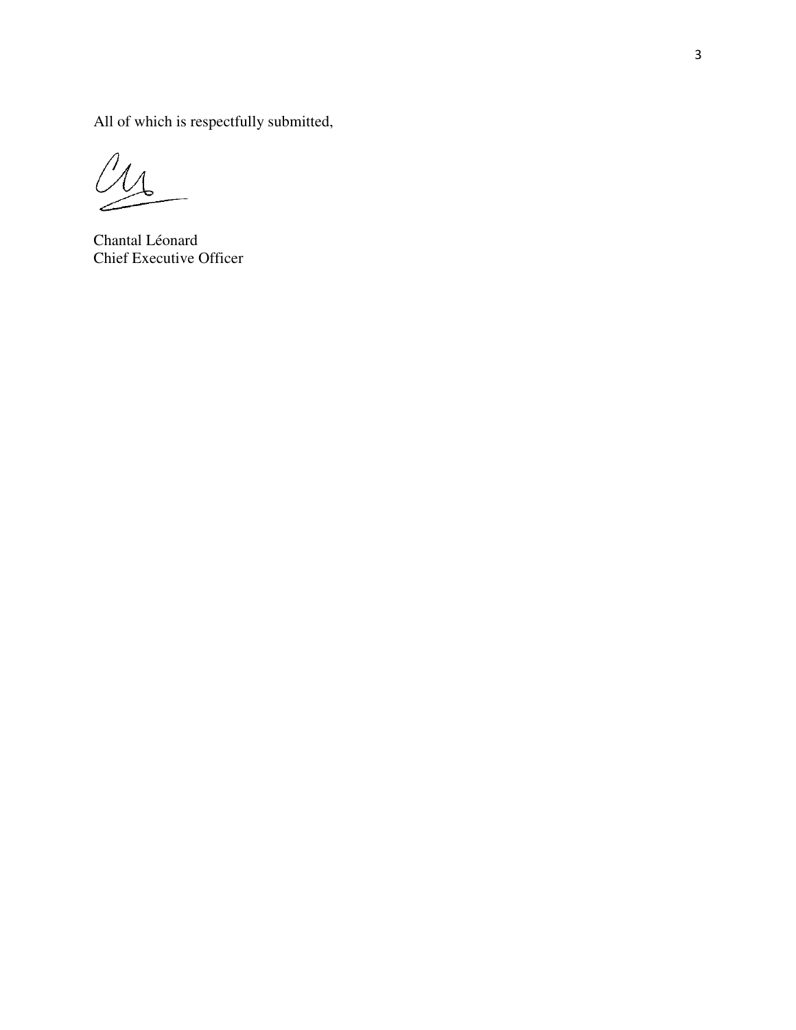All of which is respectfully submitted,

Chantal Léonard
Chief Executive Officer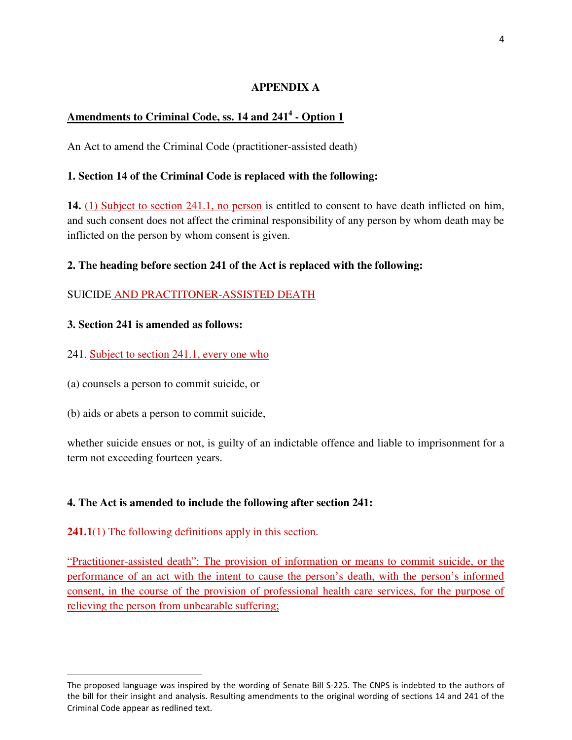## APPENDIX A

### Amendments to Criminal Code, ss. 14 and 241[4] - Option 1

An Act to amend the Criminal Code (practitioner-assisted death)

**1. Section 14 of the Criminal Code is replaced with the following:**

**14.** (1) Subject to section 241.1, no person is entitled to consent to have death inflicted on him, and such consent does not affect the criminal responsibility of any person by whom death may be inflicted on the person by whom consent is given.

**2. The heading before section 241 of the Act is replaced with the following:**

SUICIDE AND PRACTITONER-ASSISTED DEATH

**3. Section 241 is amended as follows:**

241. Subject to section 241.1, every one who

(a) counsels a person to commit suicide, or

(b) aids or abets a person to commit suicide,

whether suicide ensues or not, is guilty of an indictable offence and liable to imprisonment for a term not exceeding fourteen years.

**4. The Act is amended to include the following after section 241:**

**241.1**(1) The following definitions apply in this section.

"Practitioner-assisted death": The provision of information or means to commit suicide, or the performance of an act with the intent to cause the person's death, with the person's informed consent, in the course of the provision of professional health care services, for the purpose of relieving the person from unbearable suffering;

---

The proposed language was inspired by the wording of Senate Bill S-225. The CNPS is indebted to the authors of the bill for their insight and analysis. Resulting amendments to the original wording of sections 14 and 241 of the Criminal Code appear as redlined text.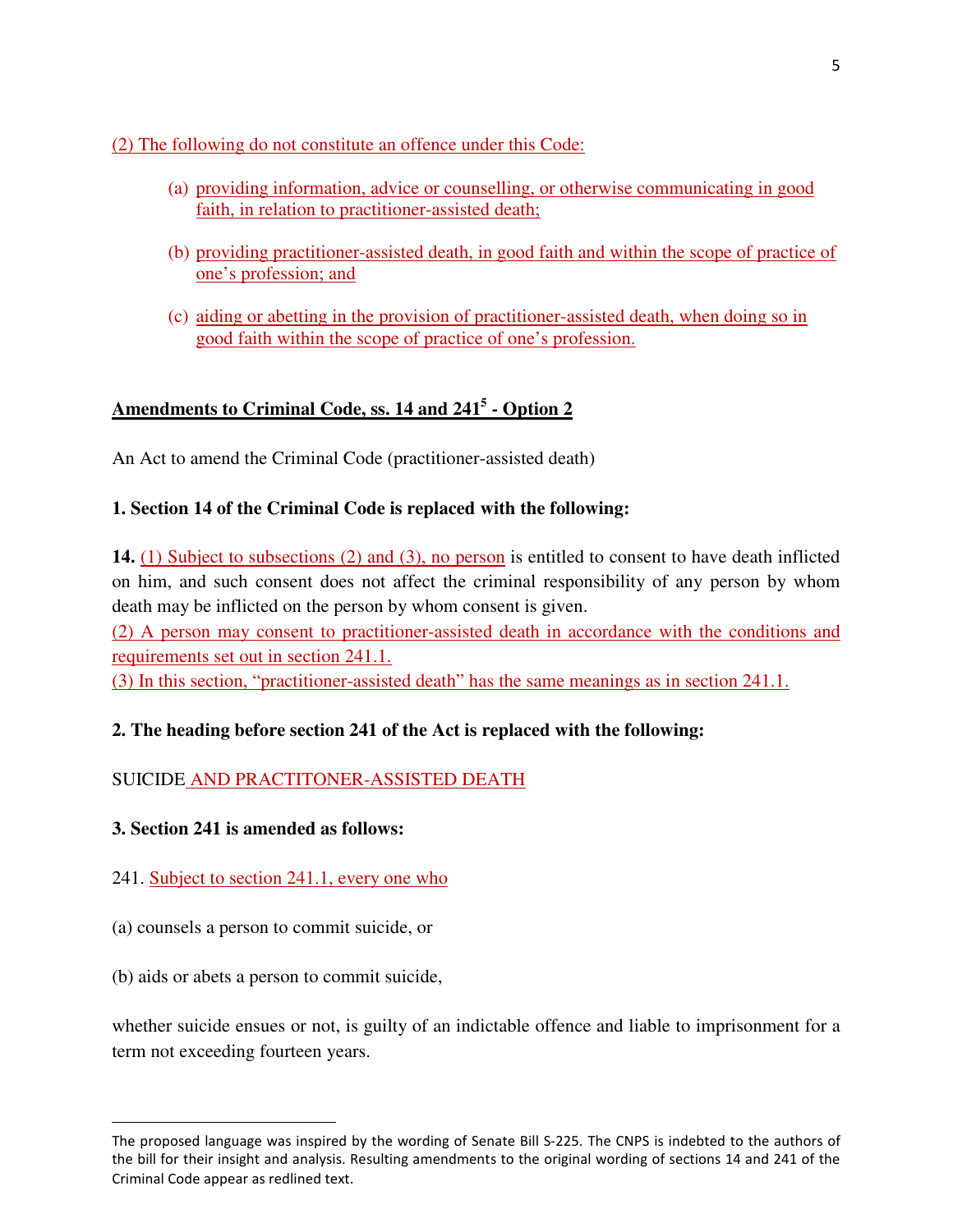(2) The following do not constitute an offence under this Code:

(a) providing information, advice or counselling, or otherwise communicating in good faith, in relation to practitioner-assisted death;

(b) providing practitioner-assisted death, in good faith and within the scope of practice of one's profession; and

(c) aiding or abetting in the provision of practitioner-assisted death, when doing so in good faith within the scope of practice of one's profession.

**Amendments to Criminal Code, ss. 14 and 241[5] - Option 2**

An Act to amend the Criminal Code (practitioner-assisted death)

**1. Section 14 of the Criminal Code is replaced with the following:**

**14.** (1) Subject to subsections (2) and (3), no person is entitled to consent to have death inflicted on him, and such consent does not affect the criminal responsibility of any person by whom death may be inflicted on the person by whom consent is given.
(2) A person may consent to practitioner-assisted death in accordance with the conditions and requirements set out in section 241.1.
(3) In this section, "practitioner-assisted death" has the same meanings as in section 241.1.

**2. The heading before section 241 of the Act is replaced with the following:**

SUICIDE AND PRACTITONER-ASSISTED DEATH

**3. Section 241 is amended as follows:**

241. Subject to section 241.1, every one who

(a) counsels a person to commit suicide, or

(b) aids or abets a person to commit suicide,

whether suicide ensues or not, is guilty of an indictable offence and liable to imprisonment for a term not exceeding fourteen years.

---

[5] The proposed language was inspired by the wording of Senate Bill S-225. The CNPS is indebted to the authors of the bill for their insight and analysis. Resulting amendments to the original wording of sections 14 and 241 of the Criminal Code appear as redlined text.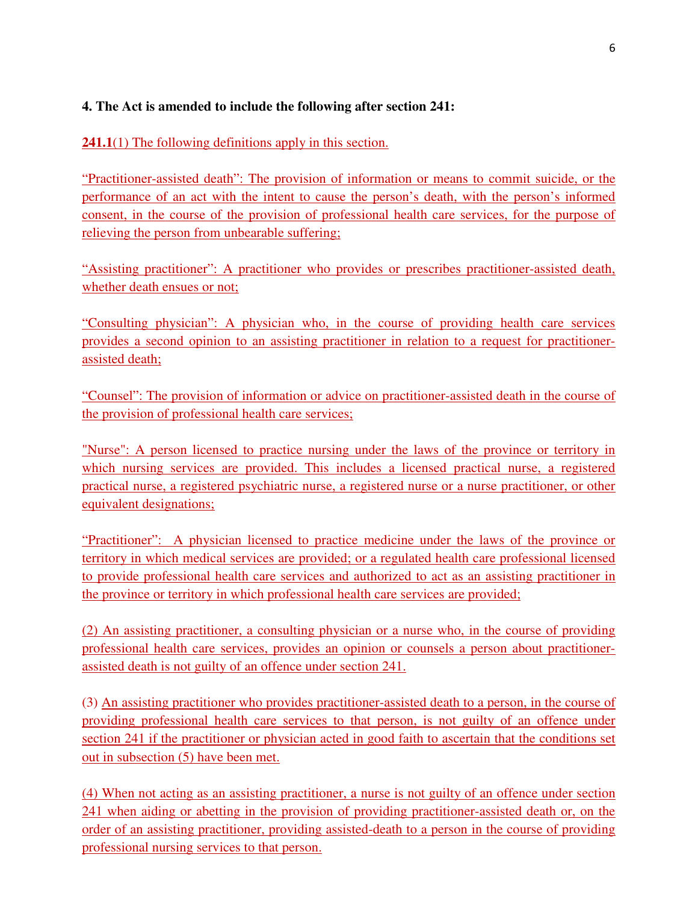**4. The Act is amended to include the following after section 241:**

**241.1**(1) The following definitions apply in this section.

“Practitioner-assisted death”: The provision of information or means to commit suicide, or the performance of an act with the intent to cause the person’s death, with the person’s informed consent, in the course of the provision of professional health care services, for the purpose of relieving the person from unbearable suffering;

“Assisting practitioner”: A practitioner who provides or prescribes practitioner-assisted death, whether death ensues or not;

“Consulting physician”: A physician who, in the course of providing health care services provides a second opinion to an assisting practitioner in relation to a request for practitioner-assisted death;

“Counsel”: The provision of information or advice on practitioner-assisted death in the course of the provision of professional health care services;

"Nurse": A person licensed to practice nursing under the laws of the province or territory in which nursing services are provided. This includes a licensed practical nurse, a registered practical nurse, a registered psychiatric nurse, a registered nurse or a nurse practitioner, or other equivalent designations;

“Practitioner”: A physician licensed to practice medicine under the laws of the province or territory in which medical services are provided; or a regulated health care professional licensed to provide professional health care services and authorized to act as an assisting practitioner in the province or territory in which professional health care services are provided;

(2) An assisting practitioner, a consulting physician or a nurse who, in the course of providing professional health care services, provides an opinion or counsels a person about practitioner-assisted death is not guilty of an offence under section 241.

(3) An assisting practitioner who provides practitioner-assisted death to a person, in the course of providing professional health care services to that person, is not guilty of an offence under section 241 if the practitioner or physician acted in good faith to ascertain that the conditions set out in subsection (5) have been met.

(4) When not acting as an assisting practitioner, a nurse is not guilty of an offence under section 241 when aiding or abetting in the provision of providing practitioner-assisted death or, on the order of an assisting practitioner, providing assisted-death to a person in the course of providing professional nursing services to that person.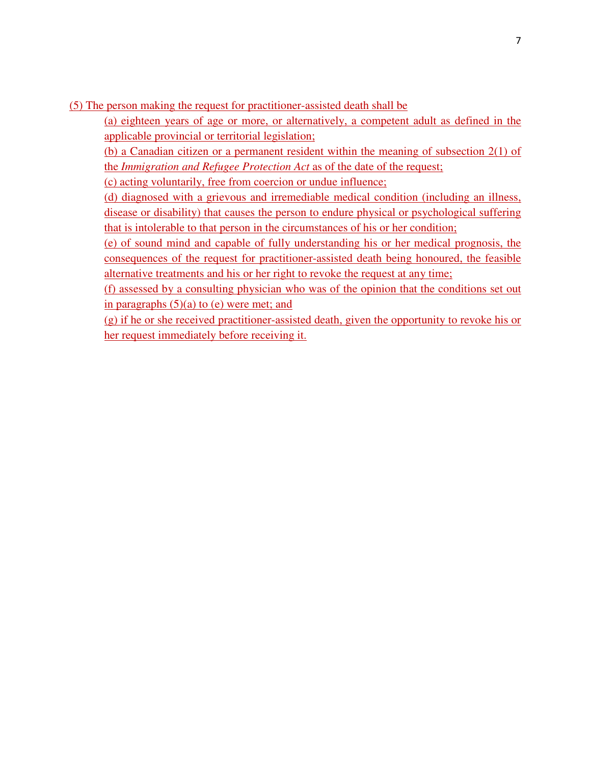(5) The person making the request for practitioner-assisted death shall be

(a) eighteen years of age or more, or alternatively, a competent adult as defined in the applicable provincial or territorial legislation;

(b) a Canadian citizen or a permanent resident within the meaning of subsection 2(1) of the *Immigration and Refugee Protection Act* as of the date of the request;

(c) acting voluntarily, free from coercion or undue influence;

(d) diagnosed with a grievous and irremediable medical condition (including an illness, disease or disability) that causes the person to endure physical or psychological suffering that is intolerable to that person in the circumstances of his or her condition;

(e) of sound mind and capable of fully understanding his or her medical prognosis, the consequences of the request for practitioner-assisted death being honoured, the feasible alternative treatments and his or her right to revoke the request at any time;

(f) assessed by a consulting physician who was of the opinion that the conditions set out in paragraphs (5)(a) to (e) were met; and

(g) if he or she received practitioner-assisted death, given the opportunity to revoke his or her request immediately before receiving it.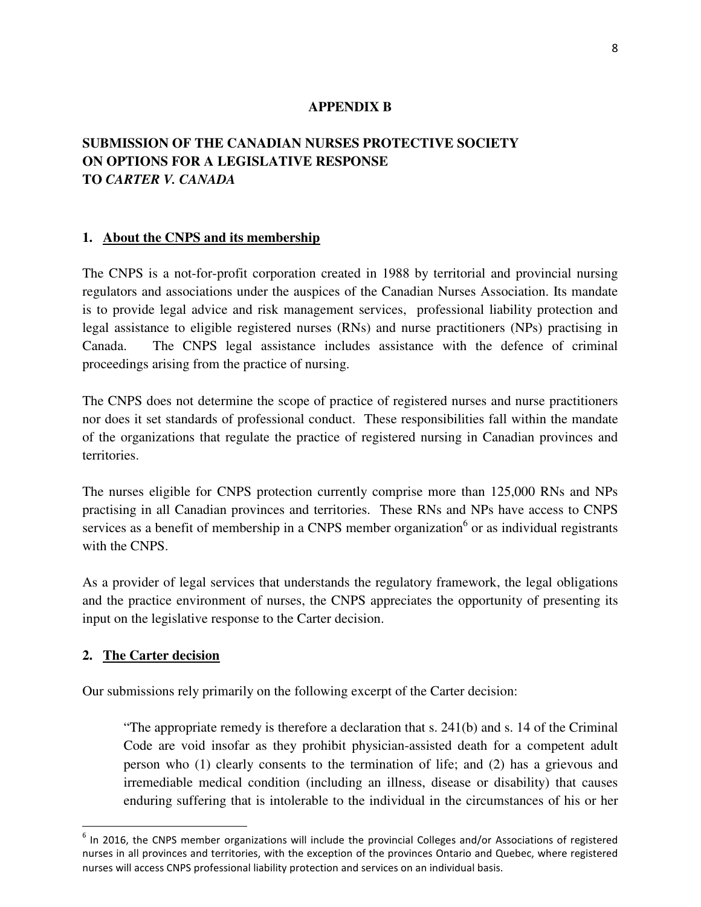**APPENDIX B**

## SUBMISSION OF THE CANADIAN NURSES PROTECTIVE SOCIETY ON OPTIONS FOR A LEGISLATIVE RESPONSE TO *CARTER V. CANADA*

### 1. About the CNPS and its membership

The CNPS is a not-for-profit corporation created in 1988 by territorial and provincial nursing regulators and associations under the auspices of the Canadian Nurses Association. Its mandate is to provide legal advice and risk management services, professional liability protection and legal assistance to eligible registered nurses (RNs) and nurse practitioners (NPs) practising in Canada. The CNPS legal assistance includes assistance with the defence of criminal proceedings arising from the practice of nursing.

The CNPS does not determine the scope of practice of registered nurses and nurse practitioners nor does it set standards of professional conduct. These responsibilities fall within the mandate of the organizations that regulate the practice of registered nursing in Canadian provinces and territories.

The nurses eligible for CNPS protection currently comprise more than 125,000 RNs and NPs practising in all Canadian provinces and territories. These RNs and NPs have access to CNPS services as a benefit of membership in a CNPS member organization[6] or as individual registrants with the CNPS.

As a provider of legal services that understands the regulatory framework, the legal obligations and the practice environment of nurses, the CNPS appreciates the opportunity of presenting its input on the legislative response to the Carter decision.

### 2. The Carter decision

Our submissions rely primarily on the following excerpt of the Carter decision:

> "The appropriate remedy is therefore a declaration that s. 241(b) and s. 14 of the Criminal Code are void insofar as they prohibit physician-assisted death for a competent adult person who (1) clearly consents to the termination of life; and (2) has a grievous and irremediable medical condition (including an illness, disease or disability) that causes enduring suffering that is intolerable to the individual in the circumstances of his or her

---

[6] In 2016, the CNPS member organizations will include the provincial Colleges and/or Associations of registered nurses in all provinces and territories, with the exception of the provinces Ontario and Quebec, where registered nurses will access CNPS professional liability protection and services on an individual basis.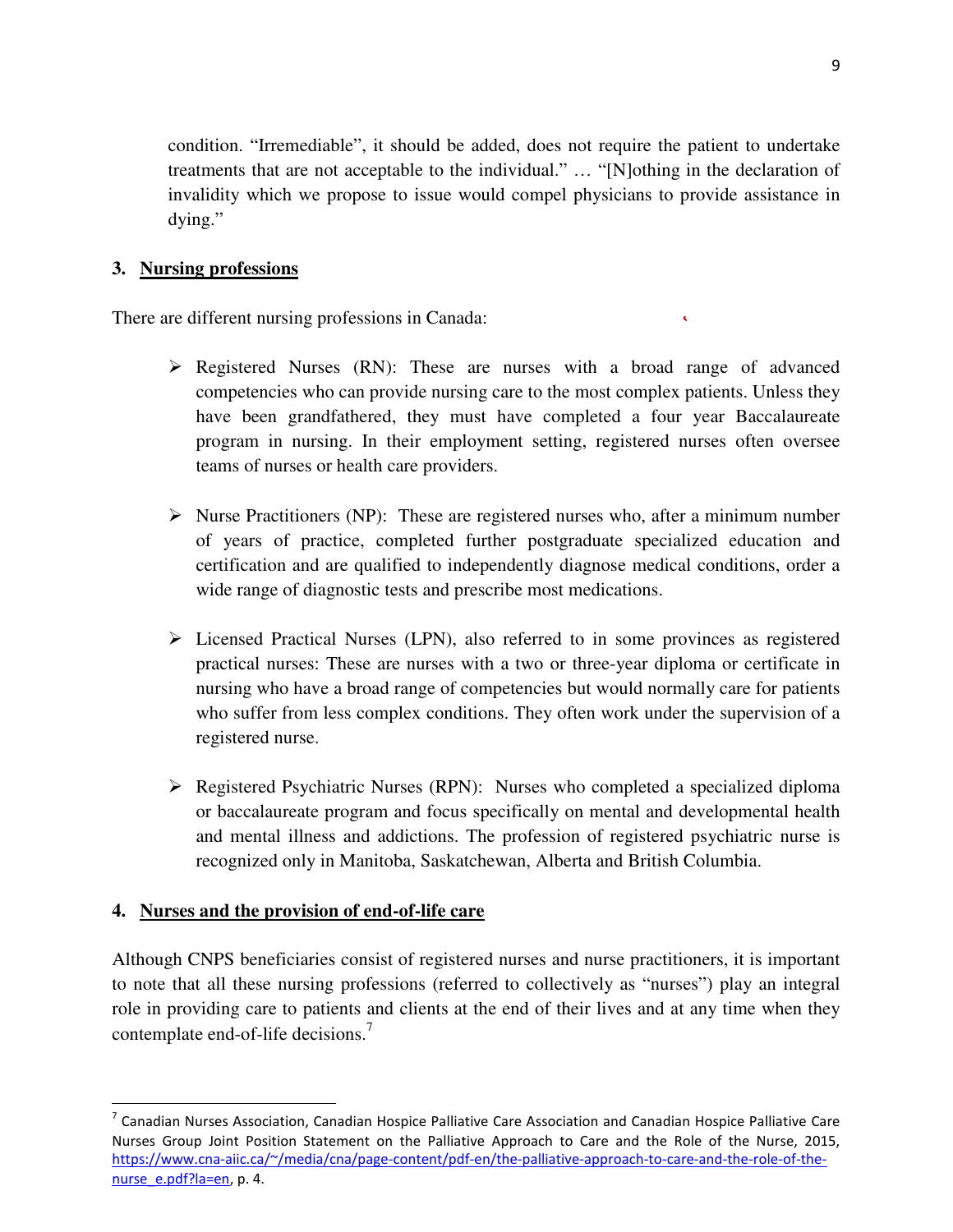condition. "Irremediable", it should be added, does not require the patient to undertake treatments that are not acceptable to the individual." … "[N]othing in the declaration of invalidity which we propose to issue would compel physicians to provide assistance in dying."

### 3. Nursing professions

There are different nursing professions in Canada:

- Registered Nurses (RN): These are nurses with a broad range of advanced competencies who can provide nursing care to the most complex patients. Unless they have been grandfathered, they must have completed a four year Baccalaureate program in nursing. In their employment setting, registered nurses often oversee teams of nurses or health care providers.

- Nurse Practitioners (NP): These are registered nurses who, after a minimum number of years of practice, completed further postgraduate specialized education and certification and are qualified to independently diagnose medical conditions, order a wide range of diagnostic tests and prescribe most medications.

- Licensed Practical Nurses (LPN), also referred to in some provinces as registered practical nurses: These are nurses with a two or three-year diploma or certificate in nursing who have a broad range of competencies but would normally care for patients who suffer from less complex conditions. They often work under the supervision of a registered nurse.

- Registered Psychiatric Nurses (RPN): Nurses who completed a specialized diploma or baccalaureate program and focus specifically on mental and developmental health and mental illness and addictions. The profession of registered psychiatric nurse is recognized only in Manitoba, Saskatchewan, Alberta and British Columbia.

### 4. Nurses and the provision of end-of-life care

Although CNPS beneficiaries consist of registered nurses and nurse practitioners, it is important to note that all these nursing professions (referred to collectively as "nurses") play an integral role in providing care to patients and clients at the end of their lives and at any time when they contemplate end-of-life decisions.[7]

---

[7] Canadian Nurses Association, Canadian Hospice Palliative Care Association and Canadian Hospice Palliative Care Nurses Group Joint Position Statement on the Palliative Approach to Care and the Role of the Nurse, 2015, https://www.cna-aiic.ca/~/media/cna/page-content/pdf-en/the-palliative-approach-to-care-and-the-role-of-the-nurse_e.pdf?la=en, p. 4.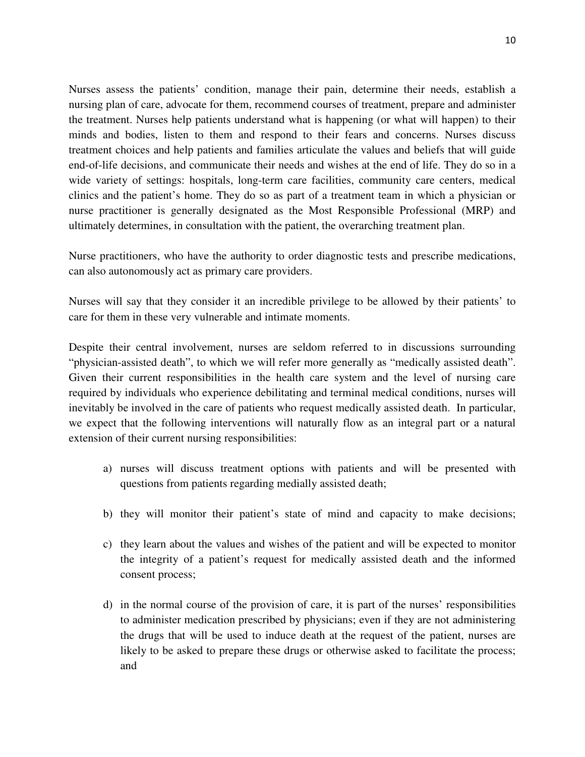Nurses assess the patients' condition, manage their pain, determine their needs, establish a nursing plan of care, advocate for them, recommend courses of treatment, prepare and administer the treatment. Nurses help patients understand what is happening (or what will happen) to their minds and bodies, listen to them and respond to their fears and concerns. Nurses discuss treatment choices and help patients and families articulate the values and beliefs that will guide end-of-life decisions, and communicate their needs and wishes at the end of life. They do so in a wide variety of settings: hospitals, long-term care facilities, community care centers, medical clinics and the patient's home. They do so as part of a treatment team in which a physician or nurse practitioner is generally designated as the Most Responsible Professional (MRP) and ultimately determines, in consultation with the patient, the overarching treatment plan.

Nurse practitioners, who have the authority to order diagnostic tests and prescribe medications, can also autonomously act as primary care providers.

Nurses will say that they consider it an incredible privilege to be allowed by their patients' to care for them in these very vulnerable and intimate moments.

Despite their central involvement, nurses are seldom referred to in discussions surrounding "physician-assisted death", to which we will refer more generally as "medically assisted death". Given their current responsibilities in the health care system and the level of nursing care required by individuals who experience debilitating and terminal medical conditions, nurses will inevitably be involved in the care of patients who request medically assisted death. In particular, we expect that the following interventions will naturally flow as an integral part or a natural extension of their current nursing responsibilities:

a) nurses will discuss treatment options with patients and will be presented with questions from patients regarding medially assisted death;

b) they will monitor their patient's state of mind and capacity to make decisions;

c) they learn about the values and wishes of the patient and will be expected to monitor the integrity of a patient's request for medically assisted death and the informed consent process;

d) in the normal course of the provision of care, it is part of the nurses' responsibilities to administer medication prescribed by physicians; even if they are not administering the drugs that will be used to induce death at the request of the patient, nurses are likely to be asked to prepare these drugs or otherwise asked to facilitate the process; and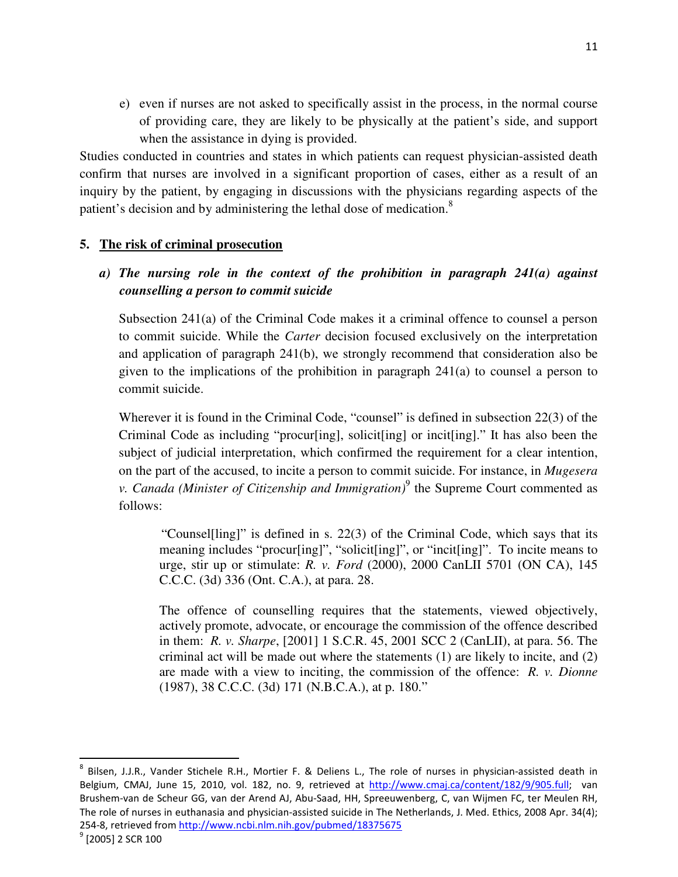e) even if nurses are not asked to specifically assist in the process, in the normal course of providing care, they are likely to be physically at the patient's side, and support when the assistance in dying is provided.

Studies conducted in countries and states in which patients can request physician-assisted death confirm that nurses are involved in a significant proportion of cases, either as a result of an inquiry by the patient, by engaging in discussions with the physicians regarding aspects of the patient's decision and by administering the lethal dose of medication.[8]

## 5. The risk of criminal prosecution

### *a) The nursing role in the context of the prohibition in paragraph 241(a) against counselling a person to commit suicide*

Subsection 241(a) of the Criminal Code makes it a criminal offence to counsel a person to commit suicide. While the *Carter* decision focused exclusively on the interpretation and application of paragraph 241(b), we strongly recommend that consideration also be given to the implications of the prohibition in paragraph 241(a) to counsel a person to commit suicide.

Wherever it is found in the Criminal Code, "counsel" is defined in subsection 22(3) of the Criminal Code as including "procur[ing], solicit[ing] or incit[ing]." It has also been the subject of judicial interpretation, which confirmed the requirement for a clear intention, on the part of the accused, to incite a person to commit suicide. For instance, in *Mugesera v. Canada (Minister of Citizenship and Immigration)*[9] the Supreme Court commented as follows:

> "Counsel[ling]" is defined in s. 22(3) of the Criminal Code, which says that its meaning includes "procur[ing]", "solicit[ing]", or "incit[ing]". To incite means to urge, stir up or stimulate: *R. v. Ford* (2000), 2000 CanLII 5701 (ON CA), 145 C.C.C. (3d) 336 (Ont. C.A.), at para. 28.
>
> The offence of counselling requires that the statements, viewed objectively, actively promote, advocate, or encourage the commission of the offence described in them: *R. v. Sharpe*, [2001] 1 S.C.R. 45, 2001 SCC 2 (CanLII), at para. 56. The criminal act will be made out where the statements (1) are likely to incite, and (2) are made with a view to inciting, the commission of the offence: *R. v. Dionne* (1987), 38 C.C.C. (3d) 171 (N.B.C.A.), at p. 180."

---

[8] Bilsen, J.J.R., Vander Stichele R.H., Mortier F. & Deliens L., The role of nurses in physician-assisted death in Belgium, CMAJ, June 15, 2010, vol. 182, no. 9, retrieved at http://www.cmaj.ca/content/182/9/905.full; van Brushem-van de Scheur GG, van der Arend AJ, Abu-Saad, HH, Spreeuwenberg, C, van Wijmen FC, ter Meulen RH, The role of nurses in euthanasia and physician-assisted suicide in The Netherlands, J. Med. Ethics, 2008 Apr. 34(4); 254-8, retrieved from http://www.ncbi.nlm.nih.gov/pubmed/18375675

[9] [2005] 2 SCR 100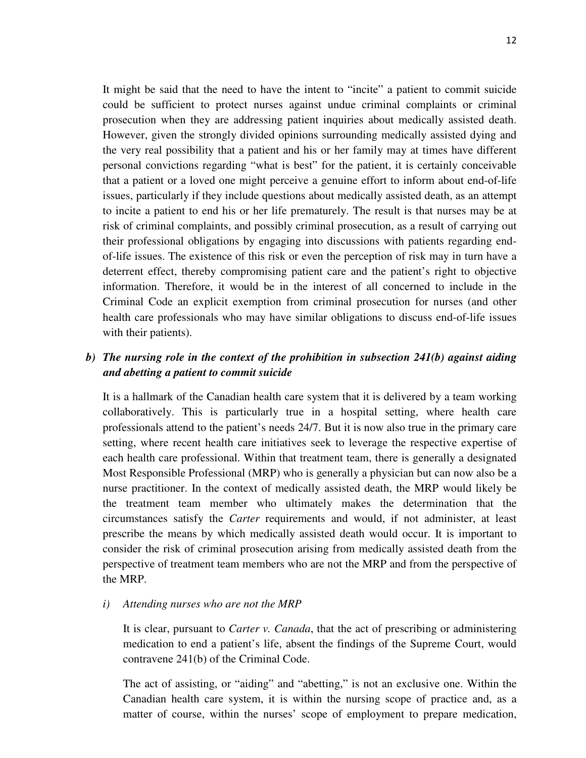It might be said that the need to have the intent to "incite" a patient to commit suicide could be sufficient to protect nurses against undue criminal complaints or criminal prosecution when they are addressing patient inquiries about medically assisted death. However, given the strongly divided opinions surrounding medically assisted dying and the very real possibility that a patient and his or her family may at times have different personal convictions regarding "what is best" for the patient, it is certainly conceivable that a patient or a loved one might perceive a genuine effort to inform about end-of-life issues, particularly if they include questions about medically assisted death, as an attempt to incite a patient to end his or her life prematurely. The result is that nurses may be at risk of criminal complaints, and possibly criminal prosecution, as a result of carrying out their professional obligations by engaging into discussions with patients regarding end-of-life issues. The existence of this risk or even the perception of risk may in turn have a deterrent effect, thereby compromising patient care and the patient's right to objective information. Therefore, it would be in the interest of all concerned to include in the Criminal Code an explicit exemption from criminal prosecution for nurses (and other health care professionals who may have similar obligations to discuss end-of-life issues with their patients).

### *b) The nursing role in the context of the prohibition in subsection 241(b) against aiding and abetting a patient to commit suicide*

It is a hallmark of the Canadian health care system that it is delivered by a team working collaboratively. This is particularly true in a hospital setting, where health care professionals attend to the patient's needs 24/7. But it is now also true in the primary care setting, where recent health care initiatives seek to leverage the respective expertise of each health care professional. Within that treatment team, there is generally a designated Most Responsible Professional (MRP) who is generally a physician but can now also be a nurse practitioner. In the context of medically assisted death, the MRP would likely be the treatment team member who ultimately makes the determination that the circumstances satisfy the *Carter* requirements and would, if not administer, at least prescribe the means by which medically assisted death would occur. It is important to consider the risk of criminal prosecution arising from medically assisted death from the perspective of treatment team members who are not the MRP and from the perspective of the MRP.

#### *i) Attending nurses who are not the MRP*

It is clear, pursuant to *Carter v. Canada*, that the act of prescribing or administering medication to end a patient's life, absent the findings of the Supreme Court, would contravene 241(b) of the Criminal Code.

The act of assisting, or "aiding" and "abetting," is not an exclusive one. Within the Canadian health care system, it is within the nursing scope of practice and, as a matter of course, within the nurses' scope of employment to prepare medication,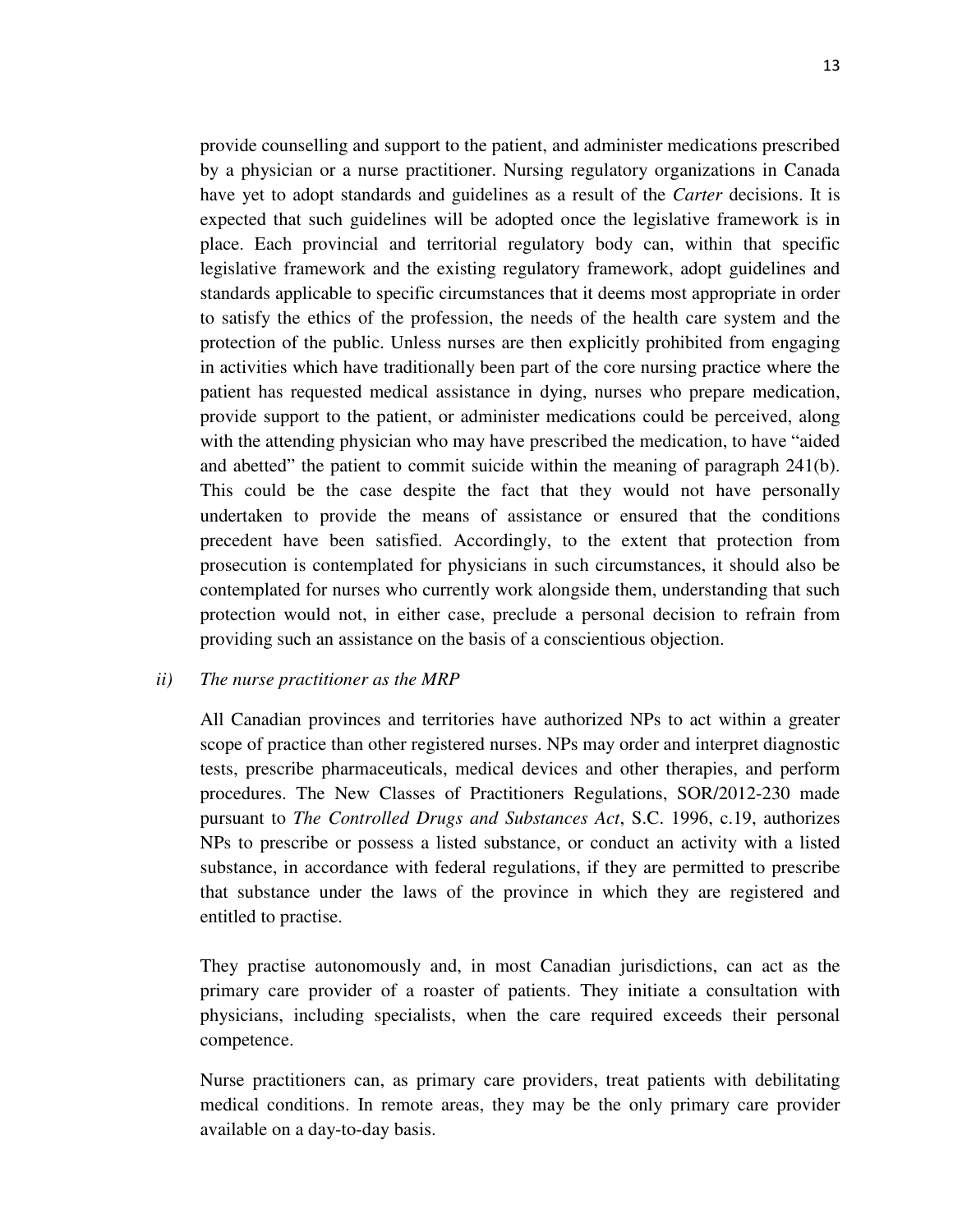provide counselling and support to the patient, and administer medications prescribed by a physician or a nurse practitioner. Nursing regulatory organizations in Canada have yet to adopt standards and guidelines as a result of the *Carter* decisions. It is expected that such guidelines will be adopted once the legislative framework is in place. Each provincial and territorial regulatory body can, within that specific legislative framework and the existing regulatory framework, adopt guidelines and standards applicable to specific circumstances that it deems most appropriate in order to satisfy the ethics of the profession, the needs of the health care system and the protection of the public. Unless nurses are then explicitly prohibited from engaging in activities which have traditionally been part of the core nursing practice where the patient has requested medical assistance in dying, nurses who prepare medication, provide support to the patient, or administer medications could be perceived, along with the attending physician who may have prescribed the medication, to have "aided and abetted" the patient to commit suicide within the meaning of paragraph 241(b). This could be the case despite the fact that they would not have personally undertaken to provide the means of assistance or ensured that the conditions precedent have been satisfied. Accordingly, to the extent that protection from prosecution is contemplated for physicians in such circumstances, it should also be contemplated for nurses who currently work alongside them, understanding that such protection would not, in either case, preclude a personal decision to refrain from providing such an assistance on the basis of a conscientious objection.

*ii) The nurse practitioner as the MRP*

All Canadian provinces and territories have authorized NPs to act within a greater scope of practice than other registered nurses. NPs may order and interpret diagnostic tests, prescribe pharmaceuticals, medical devices and other therapies, and perform procedures. The New Classes of Practitioners Regulations, SOR/2012-230 made pursuant to *The Controlled Drugs and Substances Act*, S.C. 1996, c.19, authorizes NPs to prescribe or possess a listed substance, or conduct an activity with a listed substance, in accordance with federal regulations, if they are permitted to prescribe that substance under the laws of the province in which they are registered and entitled to practise.

They practise autonomously and, in most Canadian jurisdictions, can act as the primary care provider of a roaster of patients. They initiate a consultation with physicians, including specialists, when the care required exceeds their personal competence.

Nurse practitioners can, as primary care providers, treat patients with debilitating medical conditions. In remote areas, they may be the only primary care provider available on a day-to-day basis.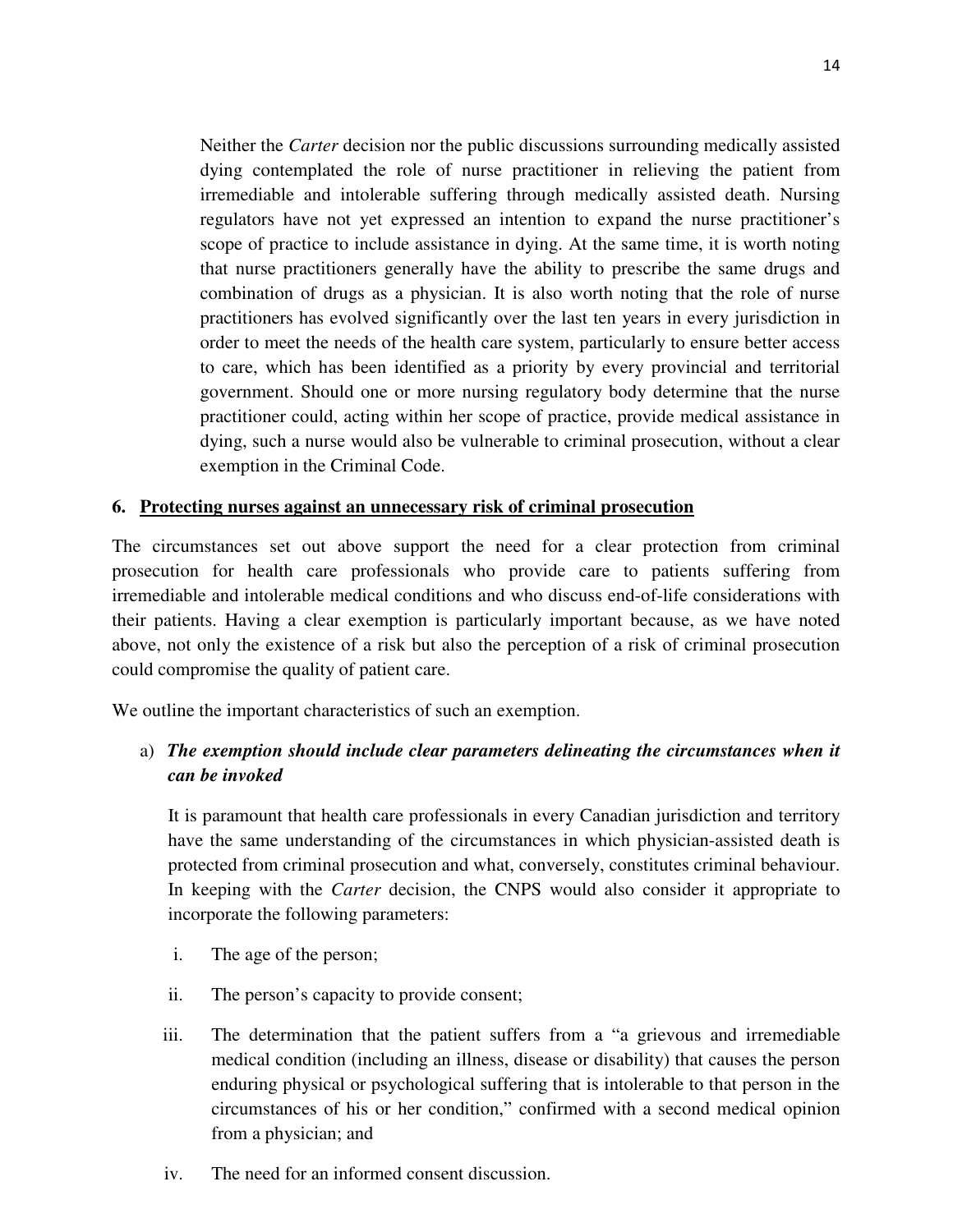Neither the *Carter* decision nor the public discussions surrounding medically assisted dying contemplated the role of nurse practitioner in relieving the patient from irremediable and intolerable suffering through medically assisted death. Nursing regulators have not yet expressed an intention to expand the nurse practitioner's scope of practice to include assistance in dying. At the same time, it is worth noting that nurse practitioners generally have the ability to prescribe the same drugs and combination of drugs as a physician. It is also worth noting that the role of nurse practitioners has evolved significantly over the last ten years in every jurisdiction in order to meet the needs of the health care system, particularly to ensure better access to care, which has been identified as a priority by every provincial and territorial government. Should one or more nursing regulatory body determine that the nurse practitioner could, acting within her scope of practice, provide medical assistance in dying, such a nurse would also be vulnerable to criminal prosecution, without a clear exemption in the Criminal Code.

## 6. Protecting nurses against an unnecessary risk of criminal prosecution

The circumstances set out above support the need for a clear protection from criminal prosecution for health care professionals who provide care to patients suffering from irremediable and intolerable medical conditions and who discuss end-of-life considerations with their patients. Having a clear exemption is particularly important because, as we have noted above, not only the existence of a risk but also the perception of a risk of criminal prosecution could compromise the quality of patient care.

We outline the important characteristics of such an exemption.

a) ***The exemption should include clear parameters delineating the circumstances when it can be invoked***

It is paramount that health care professionals in every Canadian jurisdiction and territory have the same understanding of the circumstances in which physician-assisted death is protected from criminal prosecution and what, conversely, constitutes criminal behaviour. In keeping with the *Carter* decision, the CNPS would also consider it appropriate to incorporate the following parameters:

i. The age of the person;

ii. The person's capacity to provide consent;

iii. The determination that the patient suffers from a "a grievous and irremediable medical condition (including an illness, disease or disability) that causes the person enduring physical or psychological suffering that is intolerable to that person in the circumstances of his or her condition," confirmed with a second medical opinion from a physician; and

iv. The need for an informed consent discussion.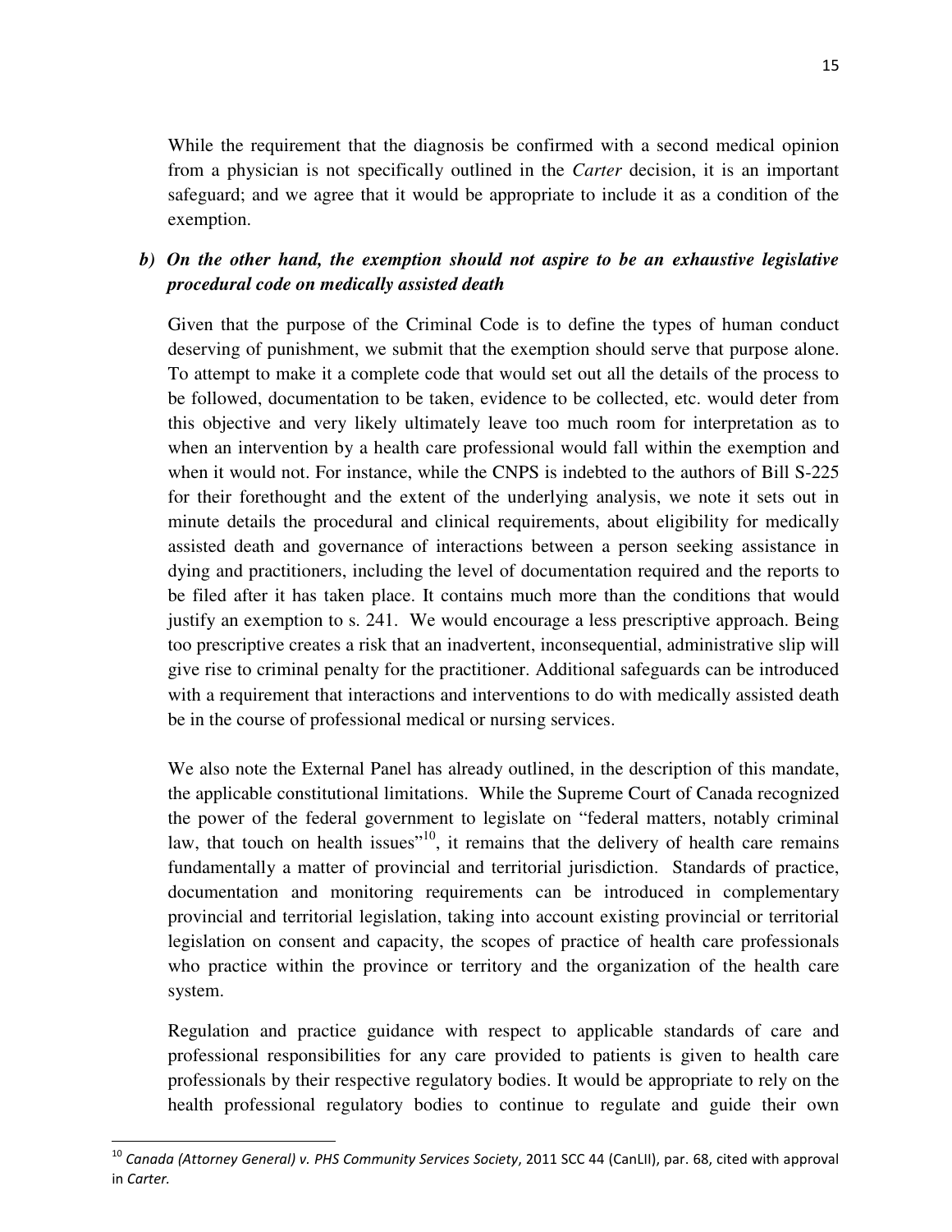While the requirement that the diagnosis be confirmed with a second medical opinion from a physician is not specifically outlined in the *Carter* decision, it is an important safeguard; and we agree that it would be appropriate to include it as a condition of the exemption.

***b) On the other hand, the exemption should not aspire to be an exhaustive legislative procedural code on medically assisted death***

Given that the purpose of the Criminal Code is to define the types of human conduct deserving of punishment, we submit that the exemption should serve that purpose alone. To attempt to make it a complete code that would set out all the details of the process to be followed, documentation to be taken, evidence to be collected, etc. would deter from this objective and very likely ultimately leave too much room for interpretation as to when an intervention by a health care professional would fall within the exemption and when it would not. For instance, while the CNPS is indebted to the authors of Bill S-225 for their forethought and the extent of the underlying analysis, we note it sets out in minute details the procedural and clinical requirements, about eligibility for medically assisted death and governance of interactions between a person seeking assistance in dying and practitioners, including the level of documentation required and the reports to be filed after it has taken place. It contains much more than the conditions that would justify an exemption to s. 241. We would encourage a less prescriptive approach. Being too prescriptive creates a risk that an inadvertent, inconsequential, administrative slip will give rise to criminal penalty for the practitioner. Additional safeguards can be introduced with a requirement that interactions and interventions to do with medically assisted death be in the course of professional medical or nursing services.

We also note the External Panel has already outlined, in the description of this mandate, the applicable constitutional limitations. While the Supreme Court of Canada recognized the power of the federal government to legislate on "federal matters, notably criminal law, that touch on health issues"[10], it remains that the delivery of health care remains fundamentally a matter of provincial and territorial jurisdiction. Standards of practice, documentation and monitoring requirements can be introduced in complementary provincial and territorial legislation, taking into account existing provincial or territorial legislation on consent and capacity, the scopes of practice of health care professionals who practice within the province or territory and the organization of the health care system.

Regulation and practice guidance with respect to applicable standards of care and professional responsibilities for any care provided to patients is given to health care professionals by their respective regulatory bodies. It would be appropriate to rely on the health professional regulatory bodies to continue to regulate and guide their own

---

[10] *Canada (Attorney General) v. PHS Community Services Society*, 2011 SCC 44 (CanLII), par. 68, cited with approval in *Carter.*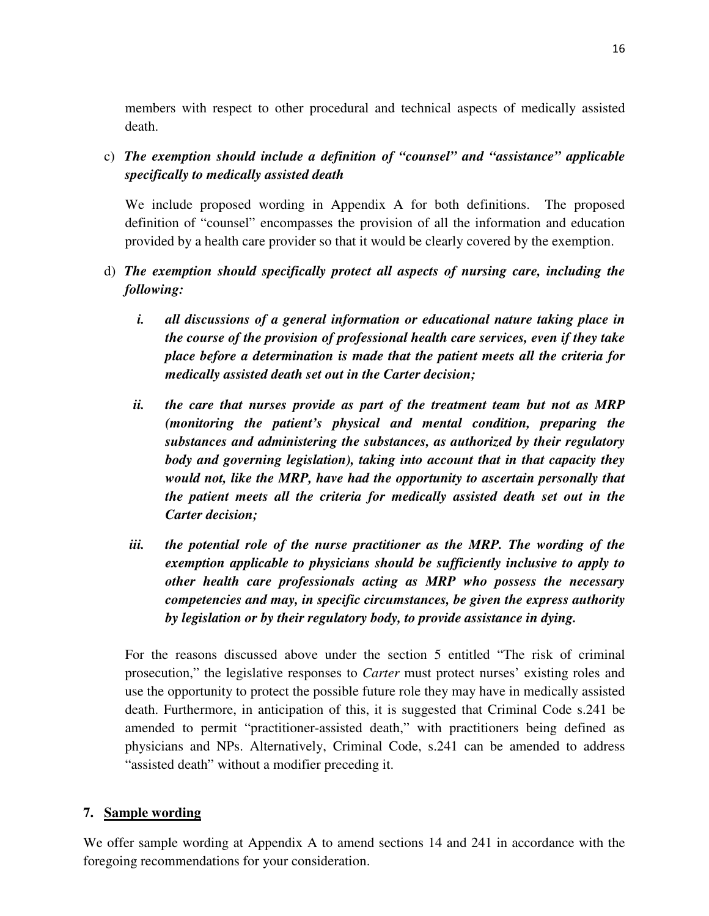members with respect to other procedural and technical aspects of medically assisted death.

c) ***The exemption should include a definition of "counsel" and "assistance" applicable specifically to medically assisted death***

We include proposed wording in Appendix A for both definitions. The proposed definition of "counsel" encompasses the provision of all the information and education provided by a health care provider so that it would be clearly covered by the exemption.

d) ***The exemption should specifically protect all aspects of nursing care, including the following:***

   i. ***all discussions of a general information or educational nature taking place in the course of the provision of professional health care services, even if they take place before a determination is made that the patient meets all the criteria for medically assisted death set out in the Carter decision;***

   ii. ***the care that nurses provide as part of the treatment team but not as MRP (monitoring the patient's physical and mental condition, preparing the substances and administering the substances, as authorized by their regulatory body and governing legislation), taking into account that in that capacity they would not, like the MRP, have had the opportunity to ascertain personally that the patient meets all the criteria for medically assisted death set out in the Carter decision;***

   iii. ***the potential role of the nurse practitioner as the MRP. The wording of the exemption applicable to physicians should be sufficiently inclusive to apply to other health care professionals acting as MRP who possess the necessary competencies and may, in specific circumstances, be given the express authority by legislation or by their regulatory body, to provide assistance in dying.***

For the reasons discussed above under the section 5 entitled "The risk of criminal prosecution," the legislative responses to *Carter* must protect nurses' existing roles and use the opportunity to protect the possible future role they may have in medically assisted death. Furthermore, in anticipation of this, it is suggested that Criminal Code s.241 be amended to permit "practitioner-assisted death," with practitioners being defined as physicians and NPs. Alternatively, Criminal Code, s.241 can be amended to address "assisted death" without a modifier preceding it.

## 7. Sample wording

We offer sample wording at Appendix A to amend sections 14 and 241 in accordance with the foregoing recommendations for your consideration.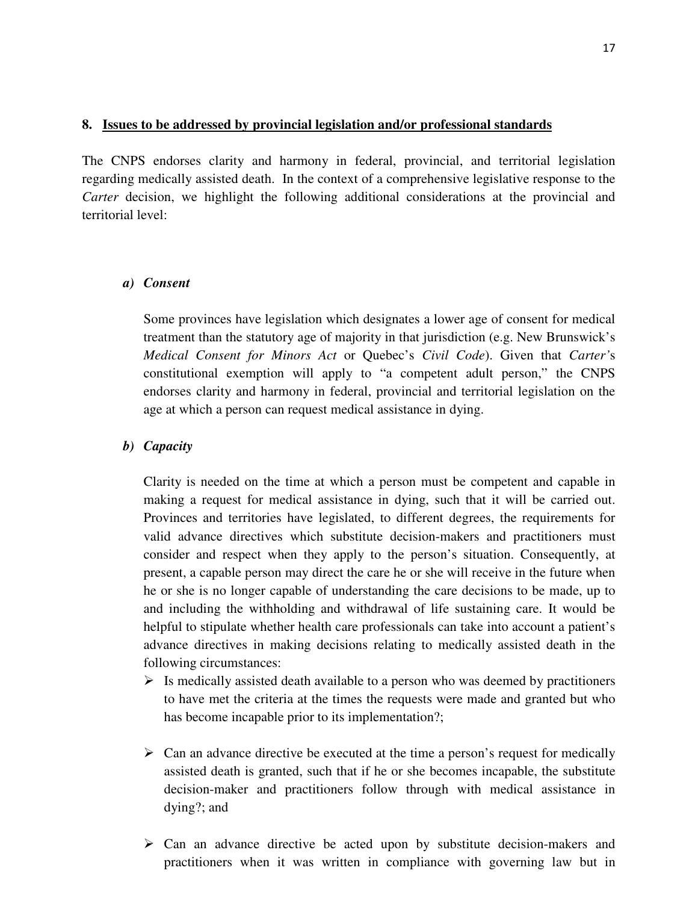## 8. Issues to be addressed by provincial legislation and/or professional standards

The CNPS endorses clarity and harmony in federal, provincial, and territorial legislation regarding medically assisted death. In the context of a comprehensive legislative response to the *Carter* decision, we highlight the following additional considerations at the provincial and territorial level:

### *a) Consent*

Some provinces have legislation which designates a lower age of consent for medical treatment than the statutory age of majority in that jurisdiction (e.g. New Brunswick's *Medical Consent for Minors Act* or Quebec's *Civil Code*). Given that *Carter'*s constitutional exemption will apply to "a competent adult person," the CNPS endorses clarity and harmony in federal, provincial and territorial legislation on the age at which a person can request medical assistance in dying.

### *b) Capacity*

Clarity is needed on the time at which a person must be competent and capable in making a request for medical assistance in dying, such that it will be carried out. Provinces and territories have legislated, to different degrees, the requirements for valid advance directives which substitute decision-makers and practitioners must consider and respect when they apply to the person's situation. Consequently, at present, a capable person may direct the care he or she will receive in the future when he or she is no longer capable of understanding the care decisions to be made, up to and including the withholding and withdrawal of life sustaining care. It would be helpful to stipulate whether health care professionals can take into account a patient's advance directives in making decisions relating to medically assisted death in the following circumstances:

- Is medically assisted death available to a person who was deemed by practitioners to have met the criteria at the times the requests were made and granted but who has become incapable prior to its implementation?;

- Can an advance directive be executed at the time a person's request for medically assisted death is granted, such that if he or she becomes incapable, the substitute decision-maker and practitioners follow through with medical assistance in dying?; and

- Can an advance directive be acted upon by substitute decision-makers and practitioners when it was written in compliance with governing law but in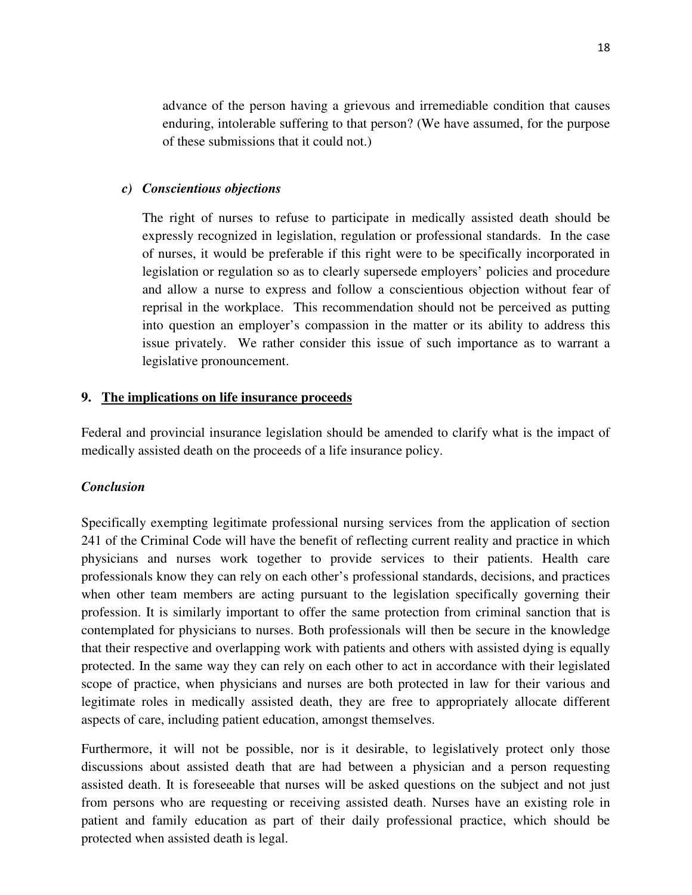advance of the person having a grievous and irremediable condition that causes enduring, intolerable suffering to that person? (We have assumed, for the purpose of these submissions that it could not.)

***c) Conscientious objections***

The right of nurses to refuse to participate in medically assisted death should be expressly recognized in legislation, regulation or professional standards. In the case of nurses, it would be preferable if this right were to be specifically incorporated in legislation or regulation so as to clearly supersede employers' policies and procedure and allow a nurse to express and follow a conscientious objection without fear of reprisal in the workplace. This recommendation should not be perceived as putting into question an employer's compassion in the matter or its ability to address this issue privately. We rather consider this issue of such importance as to warrant a legislative pronouncement.

## 9. The implications on life insurance proceeds

Federal and provincial insurance legislation should be amended to clarify what is the impact of medically assisted death on the proceeds of a life insurance policy.

### *Conclusion*

Specifically exempting legitimate professional nursing services from the application of section 241 of the Criminal Code will have the benefit of reflecting current reality and practice in which physicians and nurses work together to provide services to their patients. Health care professionals know they can rely on each other's professional standards, decisions, and practices when other team members are acting pursuant to the legislation specifically governing their profession. It is similarly important to offer the same protection from criminal sanction that is contemplated for physicians to nurses. Both professionals will then be secure in the knowledge that their respective and overlapping work with patients and others with assisted dying is equally protected. In the same way they can rely on each other to act in accordance with their legislated scope of practice, when physicians and nurses are both protected in law for their various and legitimate roles in medically assisted death, they are free to appropriately allocate different aspects of care, including patient education, amongst themselves.

Furthermore, it will not be possible, nor is it desirable, to legislatively protect only those discussions about assisted death that are had between a physician and a person requesting assisted death. It is foreseeable that nurses will be asked questions on the subject and not just from persons who are requesting or receiving assisted death. Nurses have an existing role in patient and family education as part of their daily professional practice, which should be protected when assisted death is legal.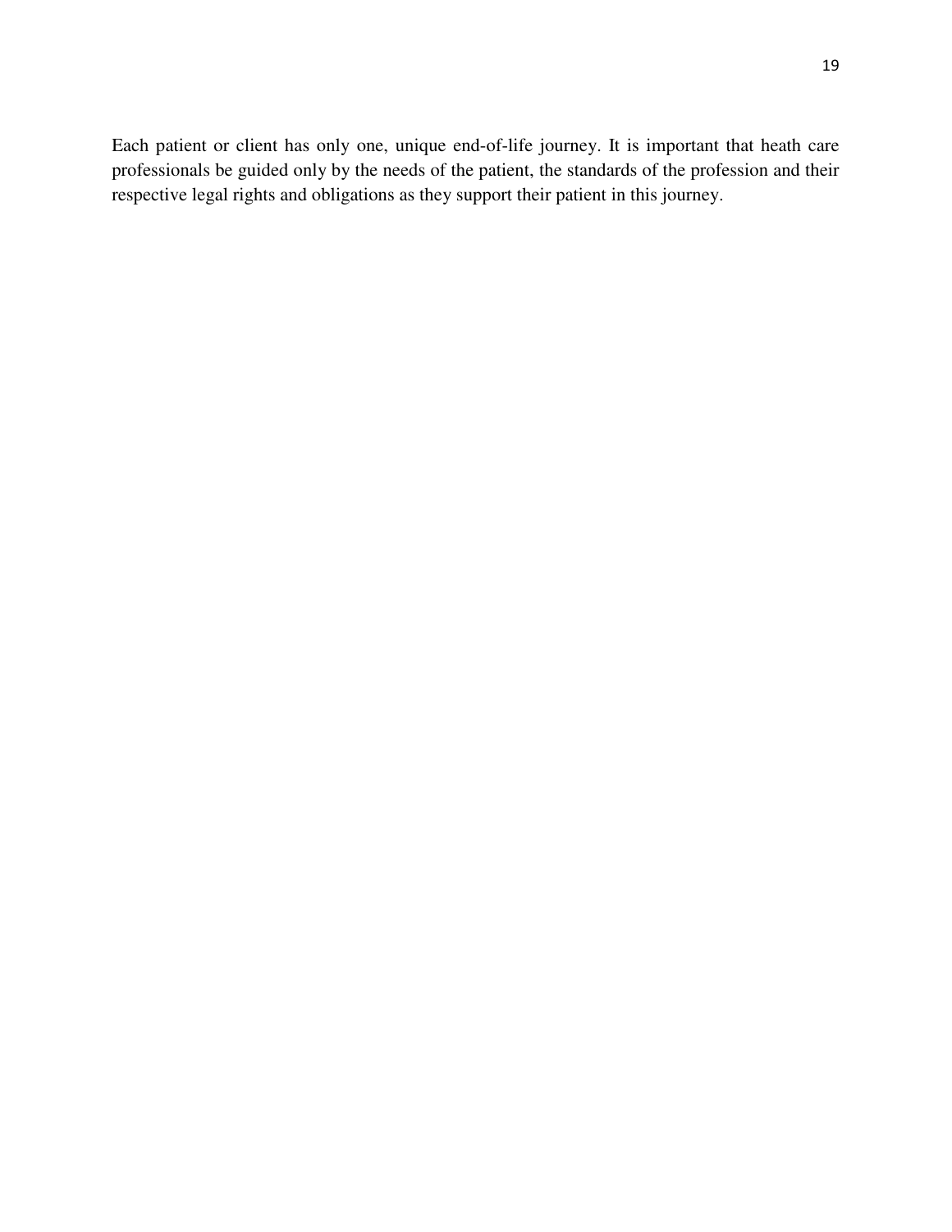Each patient or client has only one, unique end-of-life journey. It is important that heath care professionals be guided only by the needs of the patient, the standards of the profession and their respective legal rights and obligations as they support their patient in this journey.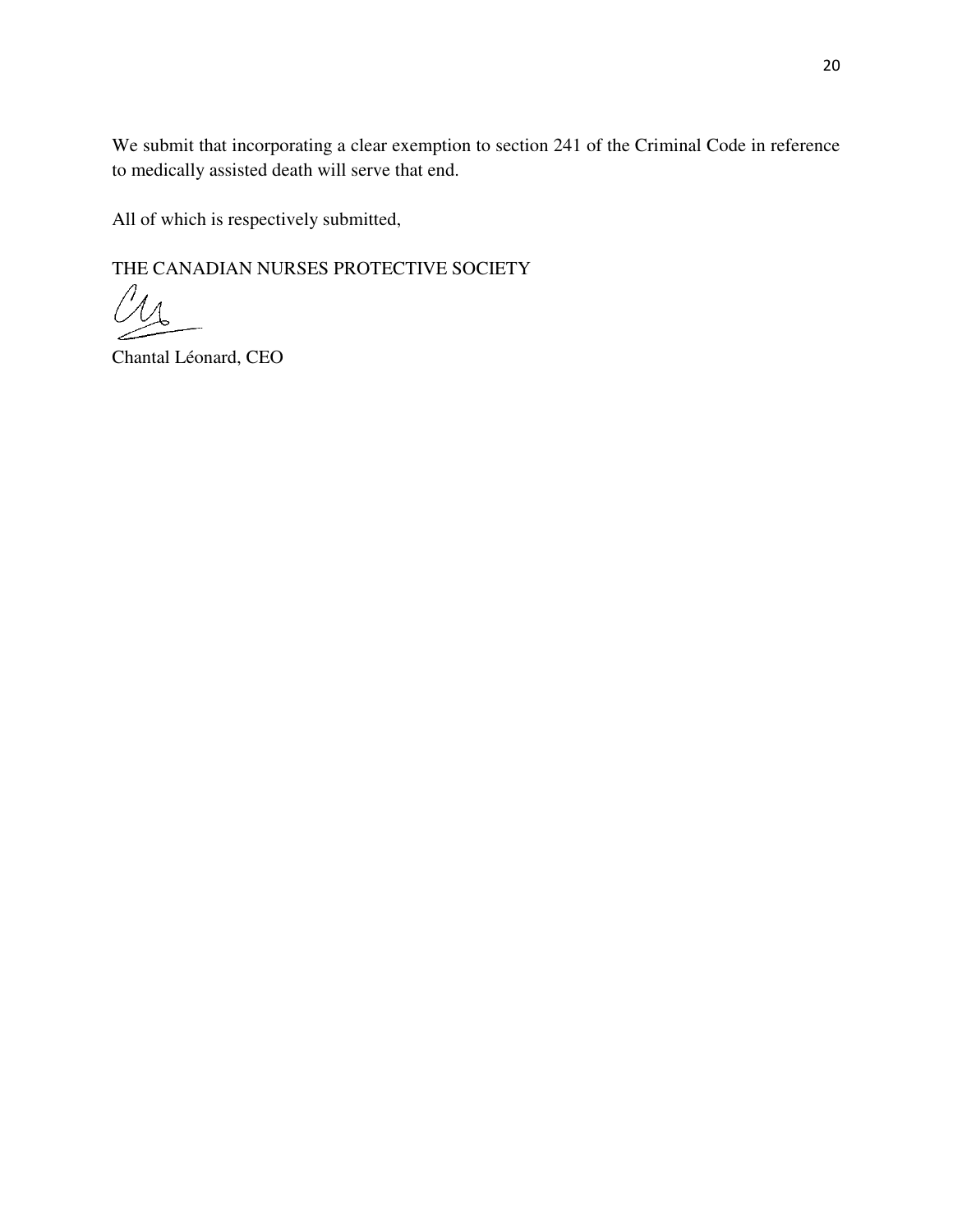We submit that incorporating a clear exemption to section 241 of the Criminal Code in reference to medically assisted death will serve that end.

All of which is respectively submitted,

THE CANADIAN NURSES PROTECTIVE SOCIETY

Chantal Léonard, CEO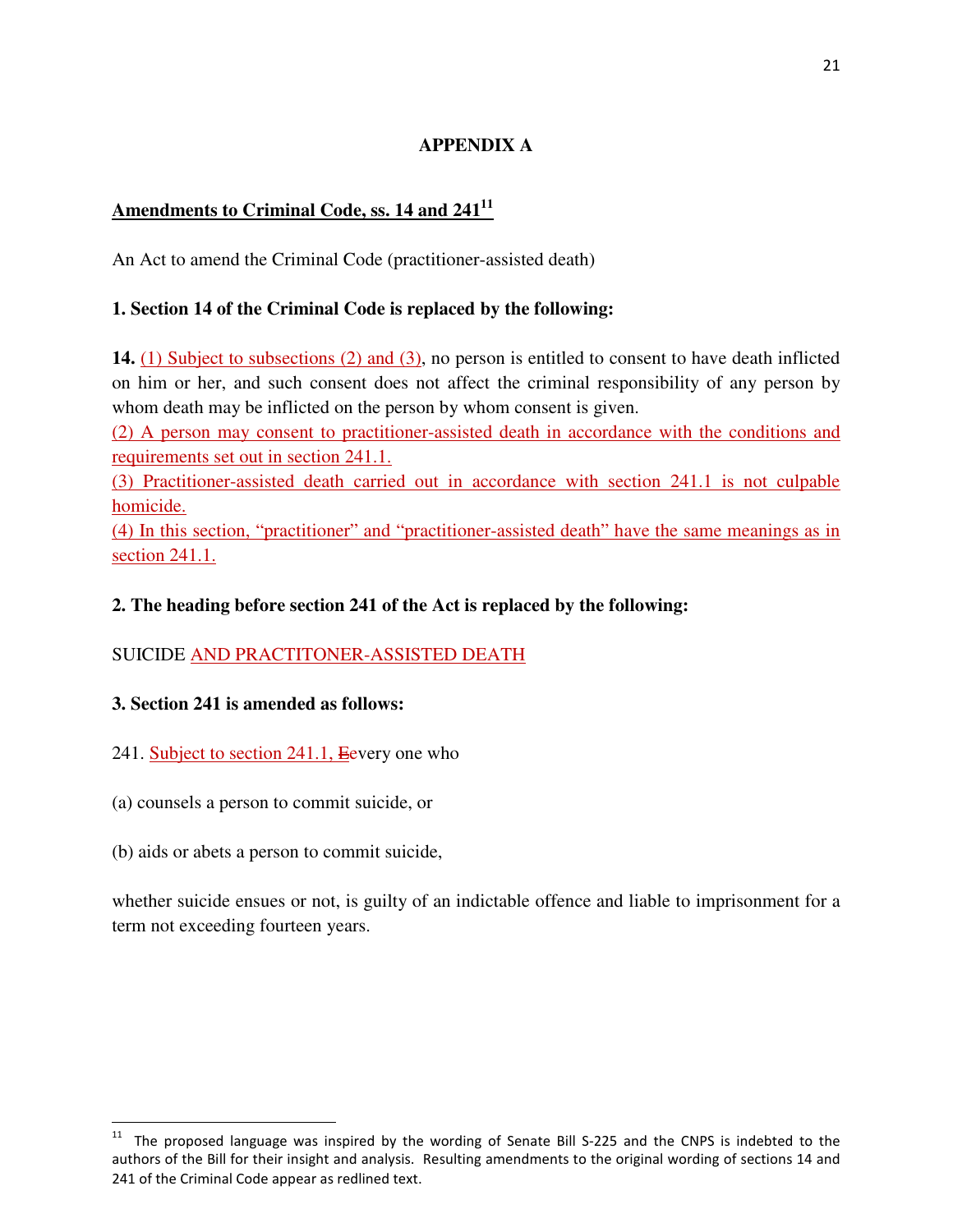## APPENDIX A

### Amendments to Criminal Code, ss. 14 and 241[11]

An Act to amend the Criminal Code (practitioner-assisted death)

**1. Section 14 of the Criminal Code is replaced by the following:**

**14.** (1) Subject to subsections (2) and (3), no person is entitled to consent to have death inflicted on him or her, and such consent does not affect the criminal responsibility of any person by whom death may be inflicted on the person by whom consent is given.

(2) A person may consent to practitioner-assisted death in accordance with the conditions and requirements set out in section 241.1.

(3) Practitioner-assisted death carried out in accordance with section 241.1 is not culpable homicide.

(4) In this section, "practitioner" and "practitioner-assisted death" have the same meanings as in section 241.1.

**2. The heading before section 241 of the Act is replaced by the following:**

SUICIDE AND PRACTITONER-ASSISTED DEATH

**3. Section 241 is amended as follows:**

241. Subject to section 241.1, ~~E~~every one who

(a) counsels a person to commit suicide, or

(b) aids or abets a person to commit suicide,

whether suicide ensues or not, is guilty of an indictable offence and liable to imprisonment for a term not exceeding fourteen years.

---

[11] The proposed language was inspired by the wording of Senate Bill S-225 and the CNPS is indebted to the authors of the Bill for their insight and analysis. Resulting amendments to the original wording of sections 14 and 241 of the Criminal Code appear as redlined text.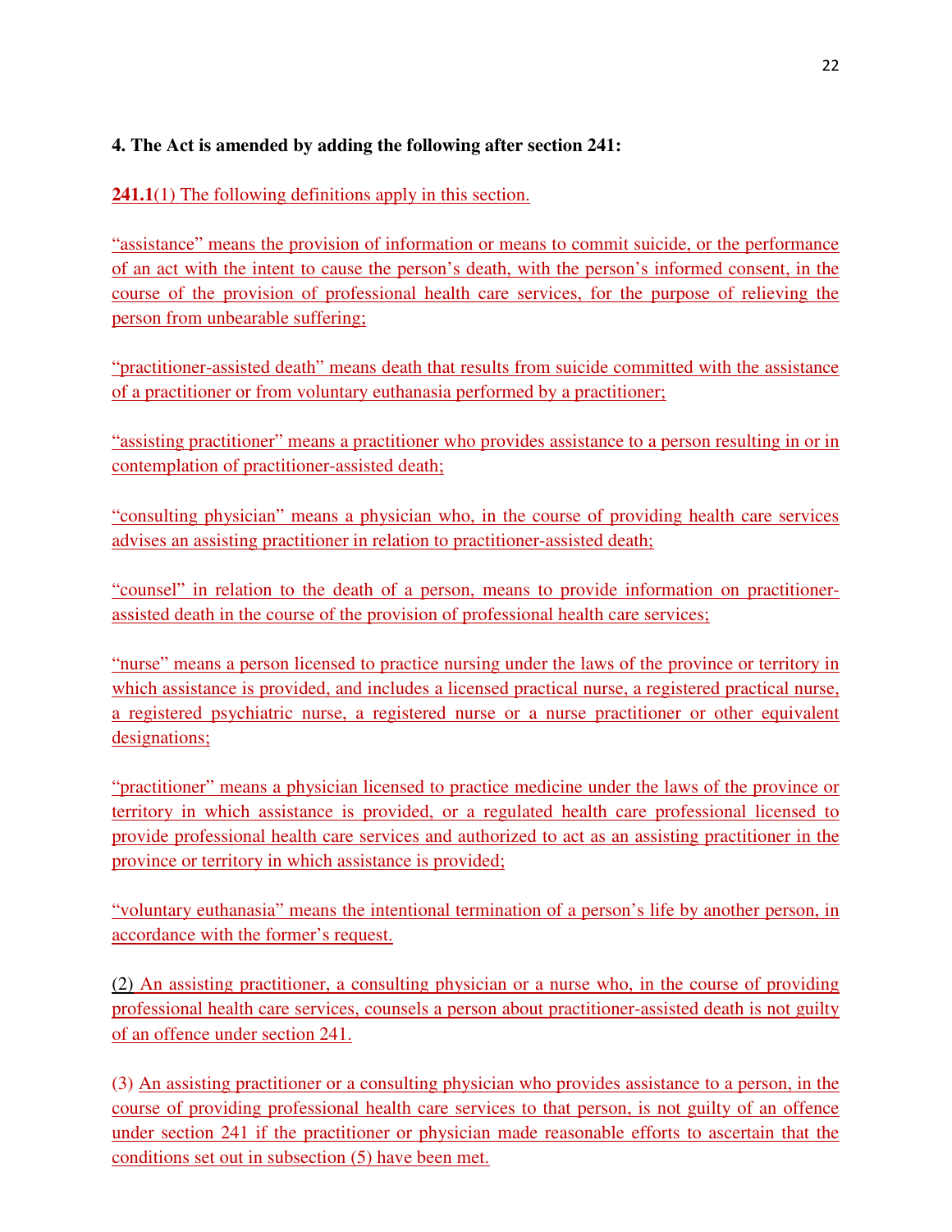**4. The Act is amended by adding the following after section 241:**

**241.1**(1) The following definitions apply in this section.

"assistance" means the provision of information or means to commit suicide, or the performance of an act with the intent to cause the person's death, with the person's informed consent, in the course of the provision of professional health care services, for the purpose of relieving the person from unbearable suffering;

"practitioner-assisted death" means death that results from suicide committed with the assistance of a practitioner or from voluntary euthanasia performed by a practitioner;

"assisting practitioner" means a practitioner who provides assistance to a person resulting in or in contemplation of practitioner-assisted death;

"consulting physician" means a physician who, in the course of providing health care services advises an assisting practitioner in relation to practitioner-assisted death;

"counsel" in relation to the death of a person, means to provide information on practitioner-assisted death in the course of the provision of professional health care services;

"nurse" means a person licensed to practice nursing under the laws of the province or territory in which assistance is provided, and includes a licensed practical nurse, a registered practical nurse, a registered psychiatric nurse, a registered nurse or a nurse practitioner or other equivalent designations;

"practitioner" means a physician licensed to practice medicine under the laws of the province or territory in which assistance is provided, or a regulated health care professional licensed to provide professional health care services and authorized to act as an assisting practitioner in the province or territory in which assistance is provided;

"voluntary euthanasia" means the intentional termination of a person's life by another person, in accordance with the former's request.

(2) An assisting practitioner, a consulting physician or a nurse who, in the course of providing professional health care services, counsels a person about practitioner-assisted death is not guilty of an offence under section 241.

(3) An assisting practitioner or a consulting physician who provides assistance to a person, in the course of providing professional health care services to that person, is not guilty of an offence under section 241 if the practitioner or physician made reasonable efforts to ascertain that the conditions set out in subsection (5) have been met.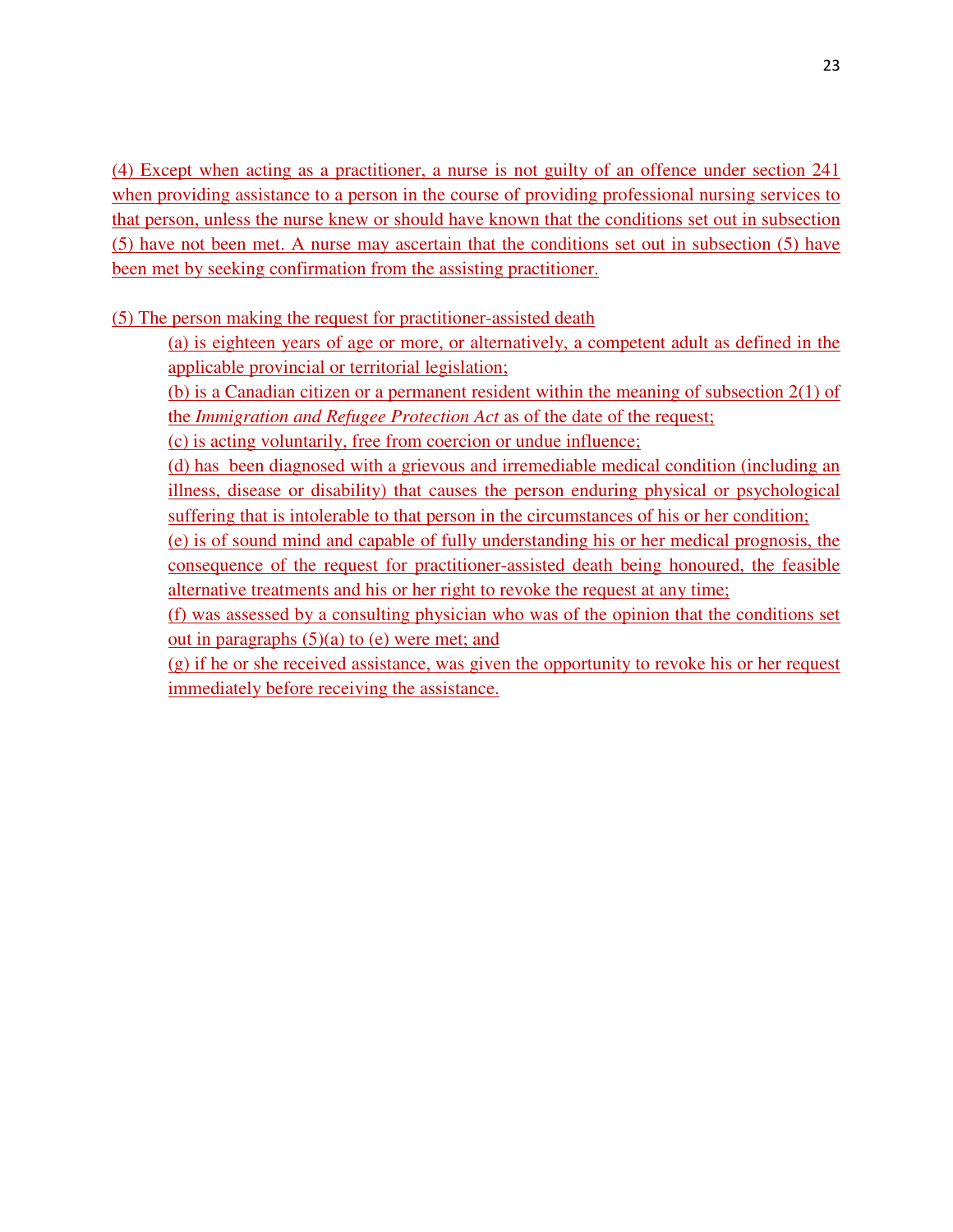(4) Except when acting as a practitioner, a nurse is not guilty of an offence under section 241 when providing assistance to a person in the course of providing professional nursing services to that person, unless the nurse knew or should have known that the conditions set out in subsection (5) have not been met. A nurse may ascertain that the conditions set out in subsection (5) have been met by seeking confirmation from the assisting practitioner.

(5) The person making the request for practitioner-assisted death

(a) is eighteen years of age or more, or alternatively, a competent adult as defined in the applicable provincial or territorial legislation;

(b) is a Canadian citizen or a permanent resident within the meaning of subsection 2(1) of the *Immigration and Refugee Protection Act* as of the date of the request;

(c) is acting voluntarily, free from coercion or undue influence;

(d) has been diagnosed with a grievous and irremediable medical condition (including an illness, disease or disability) that causes the person enduring physical or psychological suffering that is intolerable to that person in the circumstances of his or her condition;

(e) is of sound mind and capable of fully understanding his or her medical prognosis, the consequence of the request for practitioner-assisted death being honoured, the feasible alternative treatments and his or her right to revoke the request at any time;

(f) was assessed by a consulting physician who was of the opinion that the conditions set out in paragraphs (5)(a) to (e) were met; and

(g) if he or she received assistance, was given the opportunity to revoke his or her request immediately before receiving the assistance.